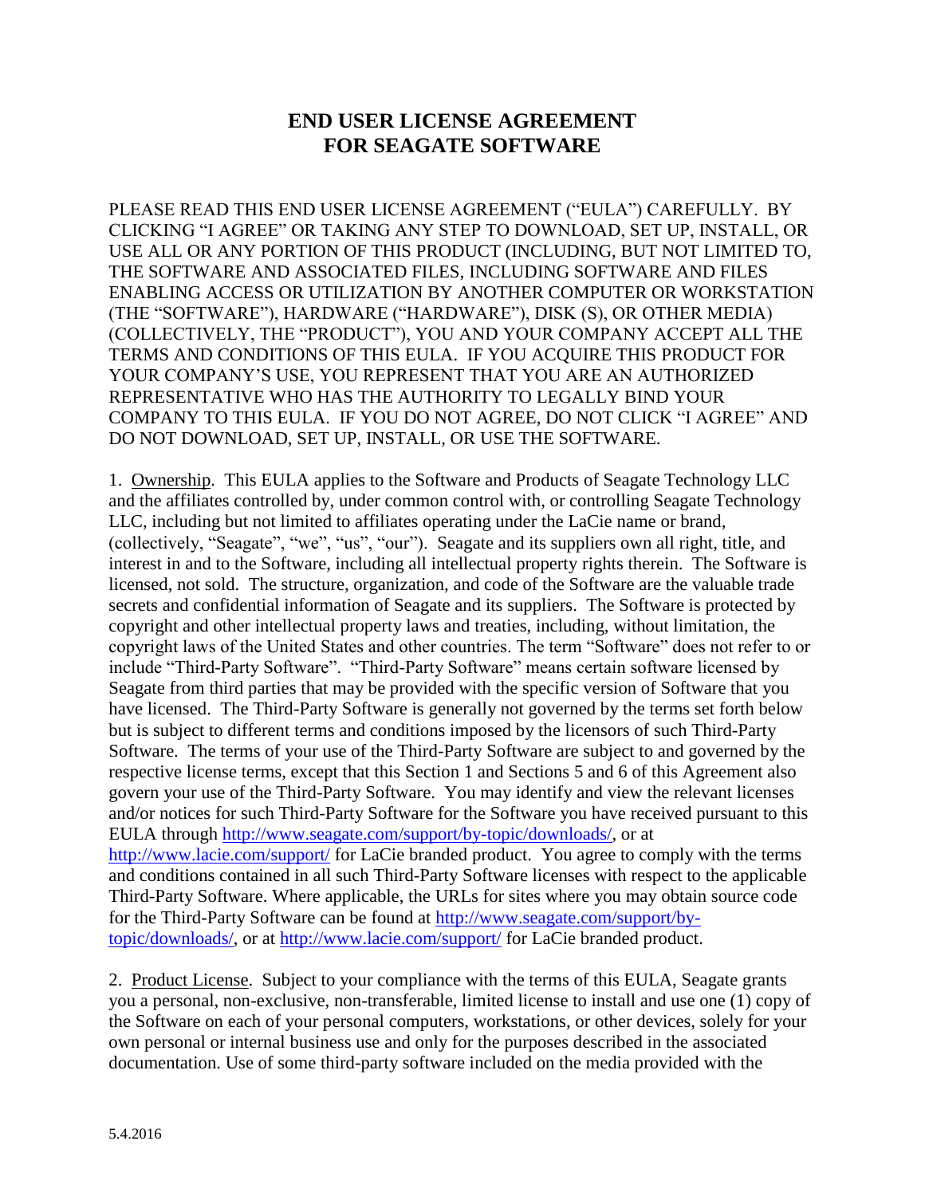# END USER LICENSE AGREEMENT FOR SEAGATE SOFTWARE

PLEASE READ THIS END USER LICENSE AGREEMENT ("EULA") CAREFULLY. BY CLICKING "I AGREE" OR TAKING ANY STEP TO DOWNLOAD, SET UP, INSTALL, OR USE ALL OR ANY PORTION OF THIS PRODUCT (INCLUDING, BUT NOT LIMITED TO, THE SOFTWARE AND ASSOCIATED FILES, INCLUDING SOFTWARE AND FILES ENABLING ACCESS OR UTILIZATION BY ANOTHER COMPUTER OR WORKSTATION (THE "SOFTWARE"), HARDWARE ("HARDWARE"), DISK (S), OR OTHER MEDIA) (COLLECTIVELY, THE "PRODUCT"), YOU AND YOUR COMPANY ACCEPT ALL THE TERMS AND CONDITIONS OF THIS EULA. IF YOU ACQUIRE THIS PRODUCT FOR YOUR COMPANY'S USE, YOU REPRESENT THAT YOU ARE AN AUTHORIZED REPRESENTATIVE WHO HAS THE AUTHORITY TO LEGALLY BIND YOUR COMPANY TO THIS EULA. IF YOU DO NOT AGREE, DO NOT CLICK "I AGREE" AND DO NOT DOWNLOAD, SET UP, INSTALL, OR USE THE SOFTWARE.

1. Ownership. This EULA applies to the Software and Products of Seagate Technology LLC and the affiliates controlled by, under common control with, or controlling Seagate Technology LLC, including but not limited to affiliates operating under the LaCie name or brand, (collectively, "Seagate", "we", "us", "our"). Seagate and its suppliers own all right, title, and interest in and to the Software, including all intellectual property rights therein. The Software is licensed, not sold. The structure, organization, and code of the Software are the valuable trade secrets and confidential information of Seagate and its suppliers. The Software is protected by copyright and other intellectual property laws and treaties, including, without limitation, the copyright laws of the United States and other countries. The term "Software" does not refer to or include "Third-Party Software". "Third-Party Software" means certain software licensed by Seagate from third parties that may be provided with the specific version of Software that you have licensed. The Third-Party Software is generally not governed by the terms set forth below but is subject to different terms and conditions imposed by the licensors of such Third-Party Software. The terms of your use of the Third-Party Software are subject to and governed by the respective license terms, except that this Section 1 and Sections 5 and 6 of this Agreement also govern your use of the Third-Party Software. You may identify and view the relevant licenses and/or notices for such Third-Party Software for the Software you have received pursuant to this EULA through http://www.seagate.com/support/by-topic/downloads/, or at http://www.lacie.com/support/ for LaCie branded product. You agree to comply with the terms and conditions contained in all such Third-Party Software licenses with respect to the applicable Third-Party Software. Where applicable, the URLs for sites where you may obtain source code for the Third-Party Software can be found at http://www.seagate.com/support/by-topic/downloads/, or at http://www.lacie.com/support/ for LaCie branded product.

2. Product License. Subject to your compliance with the terms of this EULA, Seagate grants you a personal, non-exclusive, non-transferable, limited license to install and use one (1) copy of the Software on each of your personal computers, workstations, or other devices, solely for your own personal or internal business use and only for the purposes described in the associated documentation. Use of some third-party software included on the media provided with the

5.4.2016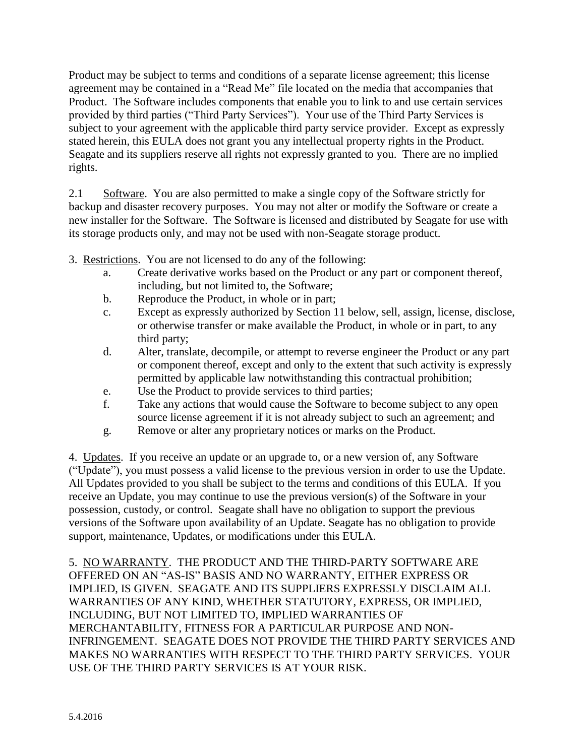Product may be subject to terms and conditions of a separate license agreement; this license agreement may be contained in a "Read Me" file located on the media that accompanies that Product. The Software includes components that enable you to link to and use certain services provided by third parties ("Third Party Services"). Your use of the Third Party Services is subject to your agreement with the applicable third party service provider. Except as expressly stated herein, this EULA does not grant you any intellectual property rights in the Product. Seagate and its suppliers reserve all rights not expressly granted to you. There are no implied rights.

2.1 Software. You are also permitted to make a single copy of the Software strictly for backup and disaster recovery purposes. You may not alter or modify the Software or create a new installer for the Software. The Software is licensed and distributed by Seagate for use with its storage products only, and may not be used with non-Seagate storage product.

3. Restrictions. You are not licensed to do any of the following:

a. Create derivative works based on the Product or any part or component thereof, including, but not limited to, the Software;

b. Reproduce the Product, in whole or in part;

c. Except as expressly authorized by Section 11 below, sell, assign, license, disclose, or otherwise transfer or make available the Product, in whole or in part, to any third party;

d. Alter, translate, decompile, or attempt to reverse engineer the Product or any part or component thereof, except and only to the extent that such activity is expressly permitted by applicable law notwithstanding this contractual prohibition;

e. Use the Product to provide services to third parties;

f. Take any actions that would cause the Software to become subject to any open source license agreement if it is not already subject to such an agreement; and

g. Remove or alter any proprietary notices or marks on the Product.

4. Updates. If you receive an update or an upgrade to, or a new version of, any Software ("Update"), you must possess a valid license to the previous version in order to use the Update. All Updates provided to you shall be subject to the terms and conditions of this EULA. If you receive an Update, you may continue to use the previous version(s) of the Software in your possession, custody, or control. Seagate shall have no obligation to support the previous versions of the Software upon availability of an Update. Seagate has no obligation to provide support, maintenance, Updates, or modifications under this EULA.

5. NO WARRANTY. THE PRODUCT AND THE THIRD-PARTY SOFTWARE ARE OFFERED ON AN "AS-IS" BASIS AND NO WARRANTY, EITHER EXPRESS OR IMPLIED, IS GIVEN. SEAGATE AND ITS SUPPLIERS EXPRESSLY DISCLAIM ALL WARRANTIES OF ANY KIND, WHETHER STATUTORY, EXPRESS, OR IMPLIED, INCLUDING, BUT NOT LIMITED TO, IMPLIED WARRANTIES OF MERCHANTABILITY, FITNESS FOR A PARTICULAR PURPOSE AND NON-INFRINGEMENT. SEAGATE DOES NOT PROVIDE THE THIRD PARTY SERVICES AND MAKES NO WARRANTIES WITH RESPECT TO THE THIRD PARTY SERVICES. YOUR USE OF THE THIRD PARTY SERVICES IS AT YOUR RISK.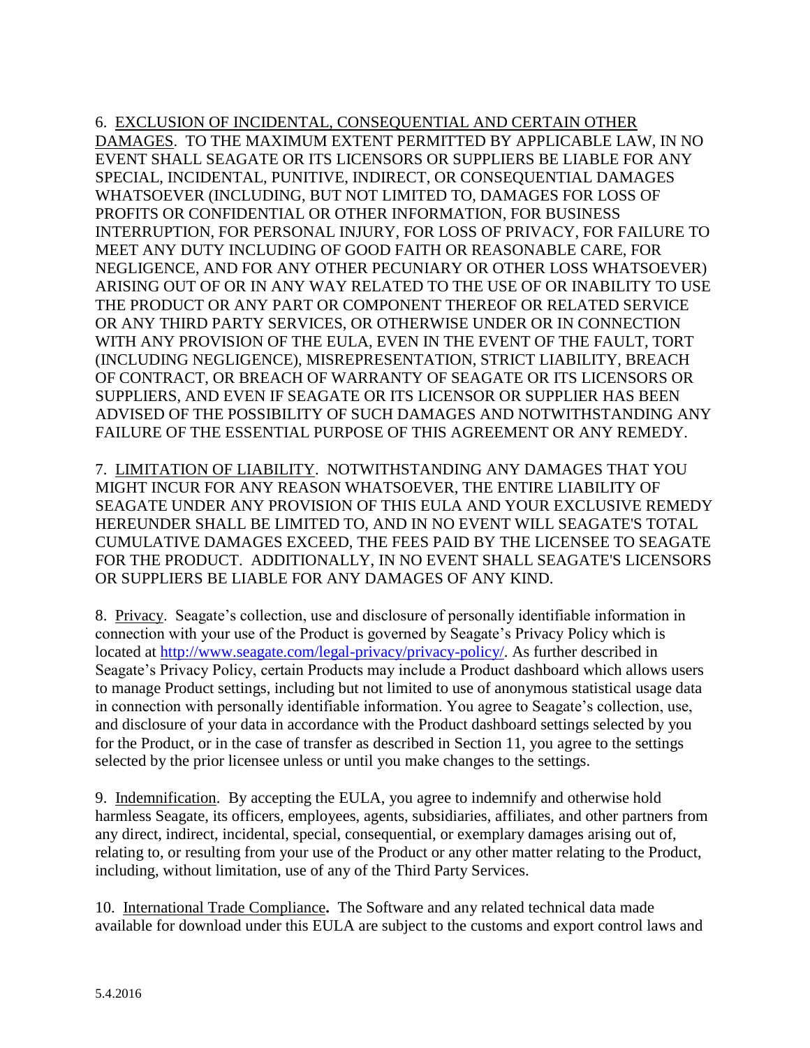6. <u>EXCLUSION OF INCIDENTAL, CONSEQUENTIAL AND CERTAIN OTHER DAMAGES</u>. TO THE MAXIMUM EXTENT PERMITTED BY APPLICABLE LAW, IN NO EVENT SHALL SEAGATE OR ITS LICENSORS OR SUPPLIERS BE LIABLE FOR ANY SPECIAL, INCIDENTAL, PUNITIVE, INDIRECT, OR CONSEQUENTIAL DAMAGES WHATSOEVER (INCLUDING, BUT NOT LIMITED TO, DAMAGES FOR LOSS OF PROFITS OR CONFIDENTIAL OR OTHER INFORMATION, FOR BUSINESS INTERRUPTION, FOR PERSONAL INJURY, FOR LOSS OF PRIVACY, FOR FAILURE TO MEET ANY DUTY INCLUDING OF GOOD FAITH OR REASONABLE CARE, FOR NEGLIGENCE, AND FOR ANY OTHER PECUNIARY OR OTHER LOSS WHATSOEVER) ARISING OUT OF OR IN ANY WAY RELATED TO THE USE OF OR INABILITY TO USE THE PRODUCT OR ANY PART OR COMPONENT THEREOF OR RELATED SERVICE OR ANY THIRD PARTY SERVICES, OR OTHERWISE UNDER OR IN CONNECTION WITH ANY PROVISION OF THE EULA, EVEN IN THE EVENT OF THE FAULT, TORT (INCLUDING NEGLIGENCE), MISREPRESENTATION, STRICT LIABILITY, BREACH OF CONTRACT, OR BREACH OF WARRANTY OF SEAGATE OR ITS LICENSORS OR SUPPLIERS, AND EVEN IF SEAGATE OR ITS LICENSOR OR SUPPLIER HAS BEEN ADVISED OF THE POSSIBILITY OF SUCH DAMAGES AND NOTWITHSTANDING ANY FAILURE OF THE ESSENTIAL PURPOSE OF THIS AGREEMENT OR ANY REMEDY.

7. <u>LIMITATION OF LIABILITY</u>. NOTWITHSTANDING ANY DAMAGES THAT YOU MIGHT INCUR FOR ANY REASON WHATSOEVER, THE ENTIRE LIABILITY OF SEAGATE UNDER ANY PROVISION OF THIS EULA AND YOUR EXCLUSIVE REMEDY HEREUNDER SHALL BE LIMITED TO, AND IN NO EVENT WILL SEAGATE'S TOTAL CUMULATIVE DAMAGES EXCEED, THE FEES PAID BY THE LICENSEE TO SEAGATE FOR THE PRODUCT. ADDITIONALLY, IN NO EVENT SHALL SEAGATE'S LICENSORS OR SUPPLIERS BE LIABLE FOR ANY DAMAGES OF ANY KIND.

8. <u>Privacy</u>. Seagate's collection, use and disclosure of personally identifiable information in connection with your use of the Product is governed by Seagate's Privacy Policy which is located at [http://www.seagate.com/legal-privacy/privacy-policy/](http://www.seagate.com/legal-privacy/privacy-policy/). As further described in Seagate's Privacy Policy, certain Products may include a Product dashboard which allows users to manage Product settings, including but not limited to use of anonymous statistical usage data in connection with personally identifiable information. You agree to Seagate's collection, use, and disclosure of your data in accordance with the Product dashboard settings selected by you for the Product, or in the case of transfer as described in Section 11, you agree to the settings selected by the prior licensee unless or until you make changes to the settings.

9. <u>Indemnification</u>. By accepting the EULA, you agree to indemnify and otherwise hold harmless Seagate, its officers, employees, agents, subsidiaries, affiliates, and other partners from any direct, indirect, incidental, special, consequential, or exemplary damages arising out of, relating to, or resulting from your use of the Product or any other matter relating to the Product, including, without limitation, use of any of the Third Party Services.

10. <u>International Trade Compliance</u>**.** The Software and any related technical data made available for download under this EULA are subject to the customs and export control laws and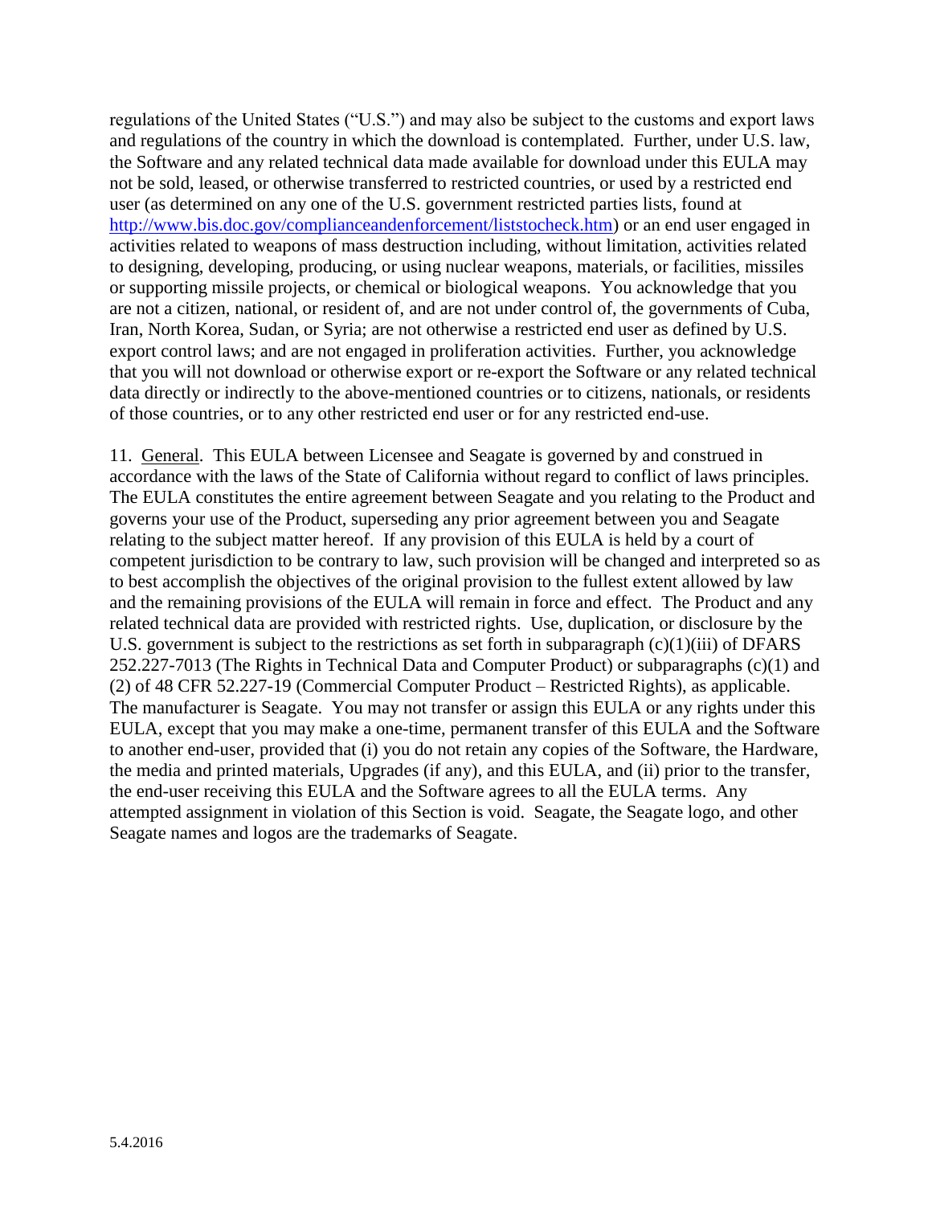regulations of the United States ("U.S.") and may also be subject to the customs and export laws and regulations of the country in which the download is contemplated. Further, under U.S. law, the Software and any related technical data made available for download under this EULA may not be sold, leased, or otherwise transferred to restricted countries, or used by a restricted end user (as determined on any one of the U.S. government restricted parties lists, found at [http://www.bis.doc.gov/complianceandenforcement/liststocheck.htm](http://www.bis.doc.gov/complianceandenforcement/liststocheck.htm)) or an end user engaged in activities related to weapons of mass destruction including, without limitation, activities related to designing, developing, producing, or using nuclear weapons, materials, or facilities, missiles or supporting missile projects, or chemical or biological weapons. You acknowledge that you are not a citizen, national, or resident of, and are not under control of, the governments of Cuba, Iran, North Korea, Sudan, or Syria; are not otherwise a restricted end user as defined by U.S. export control laws; and are not engaged in proliferation activities. Further, you acknowledge that you will not download or otherwise export or re-export the Software or any related technical data directly or indirectly to the above-mentioned countries or to citizens, nationals, or residents of those countries, or to any other restricted end user or for any restricted end-use.

11. General. This EULA between Licensee and Seagate is governed by and construed in accordance with the laws of the State of California without regard to conflict of laws principles. The EULA constitutes the entire agreement between Seagate and you relating to the Product and governs your use of the Product, superseding any prior agreement between you and Seagate relating to the subject matter hereof. If any provision of this EULA is held by a court of competent jurisdiction to be contrary to law, such provision will be changed and interpreted so as to best accomplish the objectives of the original provision to the fullest extent allowed by law and the remaining provisions of the EULA will remain in force and effect. The Product and any related technical data are provided with restricted rights. Use, duplication, or disclosure by the U.S. government is subject to the restrictions as set forth in subparagraph (c)(1)(iii) of DFARS 252.227-7013 (The Rights in Technical Data and Computer Product) or subparagraphs (c)(1) and (2) of 48 CFR 52.227-19 (Commercial Computer Product – Restricted Rights), as applicable. The manufacturer is Seagate. You may not transfer or assign this EULA or any rights under this EULA, except that you may make a one-time, permanent transfer of this EULA and the Software to another end-user, provided that (i) you do not retain any copies of the Software, the Hardware, the media and printed materials, Upgrades (if any), and this EULA, and (ii) prior to the transfer, the end-user receiving this EULA and the Software agrees to all the EULA terms. Any attempted assignment in violation of this Section is void. Seagate, the Seagate logo, and other Seagate names and logos are the trademarks of Seagate.

5.4.2016